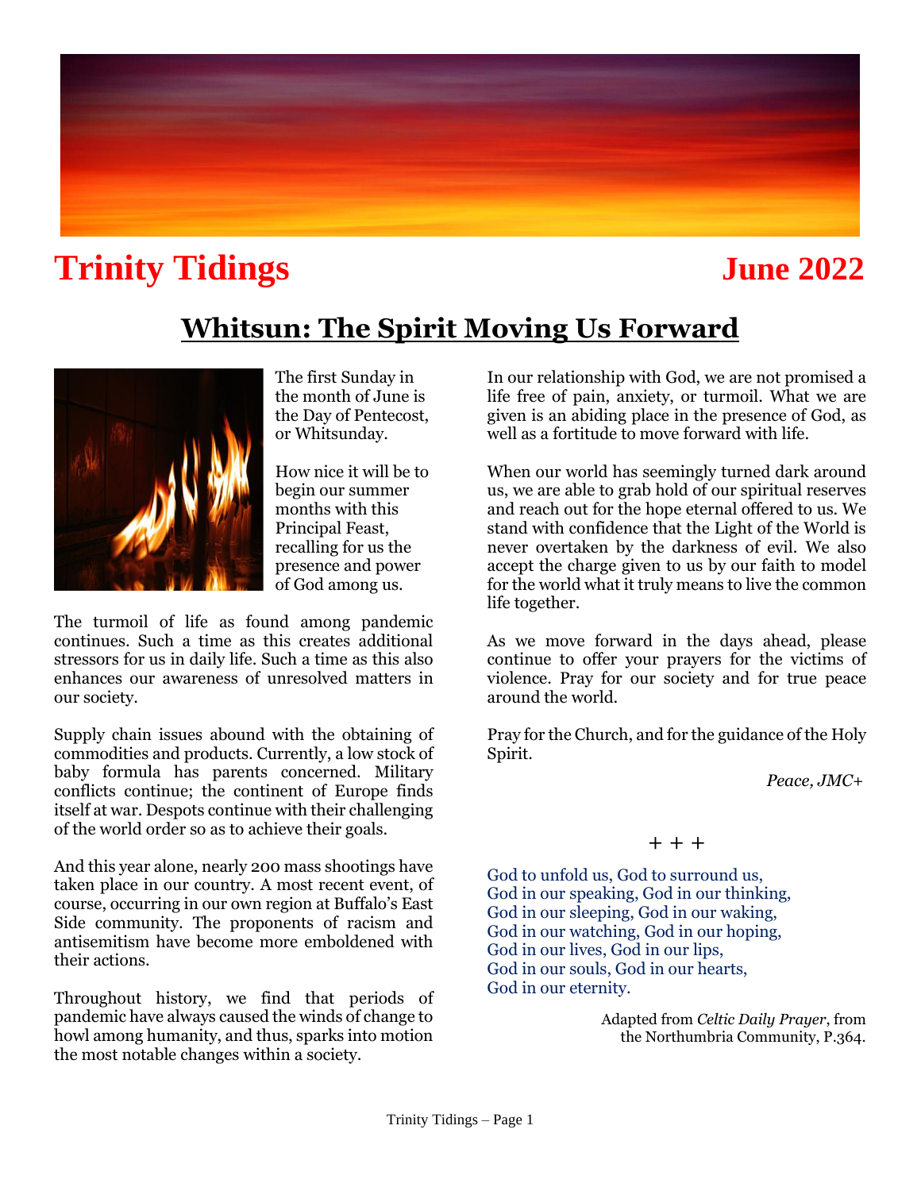# Trinity Tidings

**June 2022**

## Whitsun: The Spirit Moving Us Forward

The first Sunday in the month of June is the Day of Pentecost, or Whitsunday.

How nice it will be to begin our summer months with this Principal Feast, recalling for us the presence and power of God among us.

The turmoil of life as found among pandemic continues. Such a time as this creates additional stressors for us in daily life. Such a time as this also enhances our awareness of unresolved matters in our society.

Supply chain issues abound with the obtaining of commodities and products. Currently, a low stock of baby formula has parents concerned. Military conflicts continue; the continent of Europe finds itself at war. Despots continue with their challenging of the world order so as to achieve their goals.

And this year alone, nearly 200 mass shootings have taken place in our country. A most recent event, of course, occurring in our own region at Buffalo's East Side community. The proponents of racism and antisemitism have become more emboldened with their actions.

Throughout history, we find that periods of pandemic have always caused the winds of change to howl among humanity, and thus, sparks into motion the most notable changes within a society.

In our relationship with God, we are not promised a life free of pain, anxiety, or turmoil. What we are given is an abiding place in the presence of God, as well as a fortitude to move forward with life.

When our world has seemingly turned dark around us, we are able to grab hold of our spiritual reserves and reach out for the hope eternal offered to us. We stand with confidence that the Light of the World is never overtaken by the darkness of evil. We also accept the charge given to us by our faith to model for the world what it truly means to live the common life together.

As we move forward in the days ahead, please continue to offer your prayers for the victims of violence. Pray for our society and for true peace around the world.

Pray for the Church, and for the guidance of the Holy Spirit.

*Peace, JMC+*

\+ + +

God to unfold us, God to surround us,
God in our speaking, God in our thinking,
God in our sleeping, God in our waking,
God in our watching, God in our hoping,
God in our lives, God in our lips,
God in our souls, God in our hearts,
God in our eternity.

Adapted from *Celtic Daily Prayer*, from the Northumbria Community, P.364.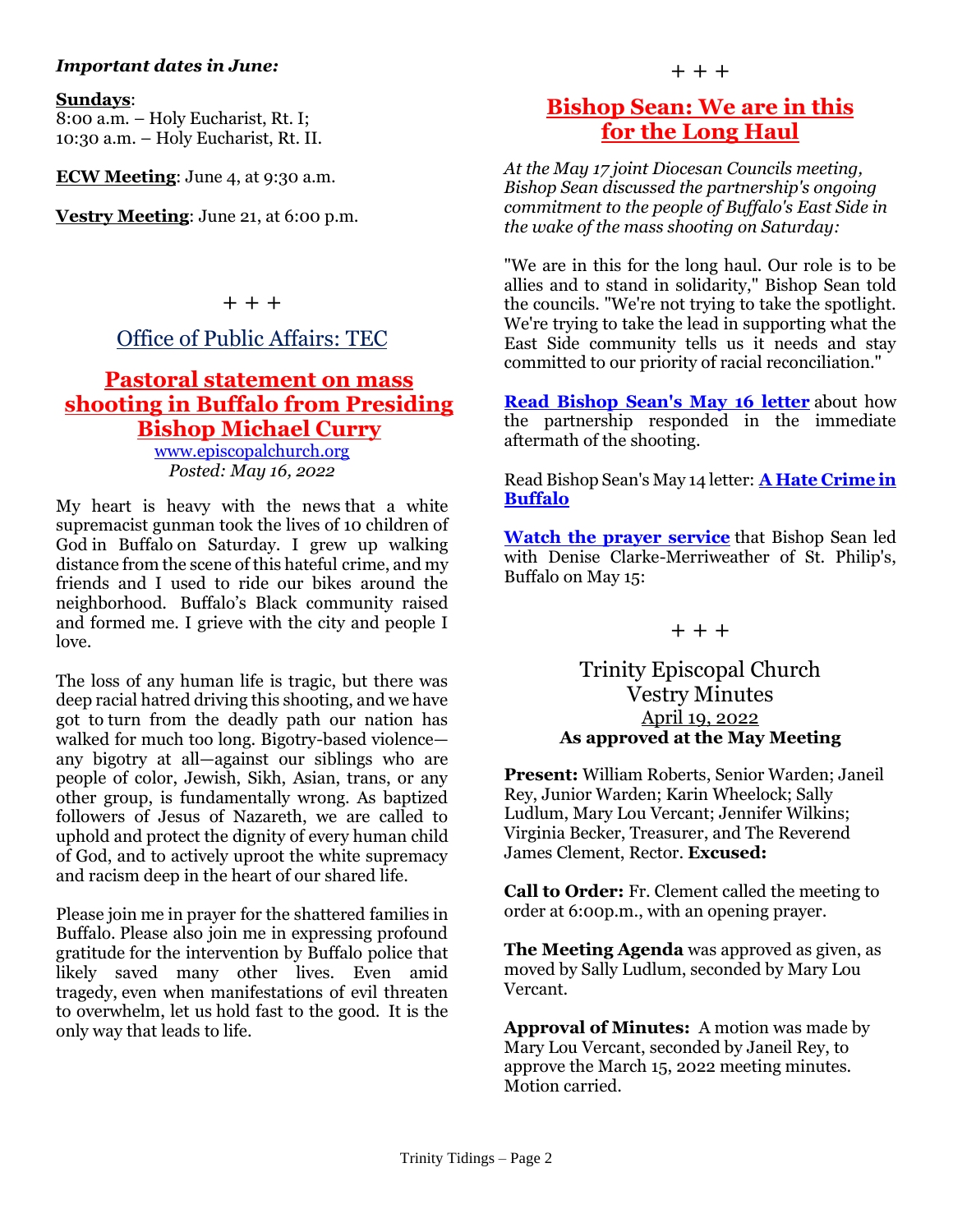***Important dates in June:***

**Sundays**:
8:00 a.m. – Holy Eucharist, Rt. I;
10:30 a.m. – Holy Eucharist, Rt. II.

**ECW Meeting**: June 4, at 9:30 a.m.

**Vestry Meeting**: June 21, at 6:00 p.m.

+ + +

## Office of Public Affairs: TEC

## Pastoral statement on mass shooting in Buffalo from Presiding Bishop Michael Curry

www.episcopalchurch.org
*Posted: May 16, 2022*

My heart is heavy with the news that a white supremacist gunman took the lives of 10 children of God in Buffalo on Saturday. I grew up walking distance from the scene of this hateful crime, and my friends and I used to ride our bikes around the neighborhood. Buffalo's Black community raised and formed me. I grieve with the city and people I love.

The loss of any human life is tragic, but there was deep racial hatred driving this shooting, and we have got to turn from the deadly path our nation has walked for much too long. Bigotry-based violence—any bigotry at all—against our siblings who are people of color, Jewish, Sikh, Asian, trans, or any other group, is fundamentally wrong. As baptized followers of Jesus of Nazareth, we are called to uphold and protect the dignity of every human child of God, and to actively uproot the white supremacy and racism deep in the heart of our shared life.

Please join me in prayer for the shattered families in Buffalo. Please also join me in expressing profound gratitude for the intervention by Buffalo police that likely saved many other lives. Even amid tragedy, even when manifestations of evil threaten to overwhelm, let us hold fast to the good. It is the only way that leads to life.

+ + +

## Bishop Sean: We are in this for the Long Haul

*At the May 17 joint Diocesan Councils meeting, Bishop Sean discussed the partnership's ongoing commitment to the people of Buffalo's East Side in the wake of the mass shooting on Saturday:*

"We are in this for the long haul. Our role is to be allies and to stand in solidarity," Bishop Sean told the councils. "We're not trying to take the spotlight. We're trying to take the lead in supporting what the East Side community tells us it needs and stay committed to our priority of racial reconciliation."

**Read Bishop Sean's May 16 letter** about how the partnership responded in the immediate aftermath of the shooting.

Read Bishop Sean's May 14 letter: **A Hate Crime in Buffalo**

**Watch the prayer service** that Bishop Sean led with Denise Clarke-Merriweather of St. Philip's, Buffalo on May 15:

+ + +

## Trinity Episcopal Church Vestry Minutes

April 19, 2022
**As approved at the May Meeting**

**Present:** William Roberts, Senior Warden; Janeil Rey, Junior Warden; Karin Wheelock; Sally Ludlum, Mary Lou Vercant; Jennifer Wilkins; Virginia Becker, Treasurer, and The Reverend James Clement, Rector. **Excused:**

**Call to Order:** Fr. Clement called the meeting to order at 6:00p.m., with an opening prayer.

**The Meeting Agenda** was approved as given, as moved by Sally Ludlum, seconded by Mary Lou Vercant.

**Approval of Minutes:** A motion was made by Mary Lou Vercant, seconded by Janeil Rey, to approve the March 15, 2022 meeting minutes. Motion carried.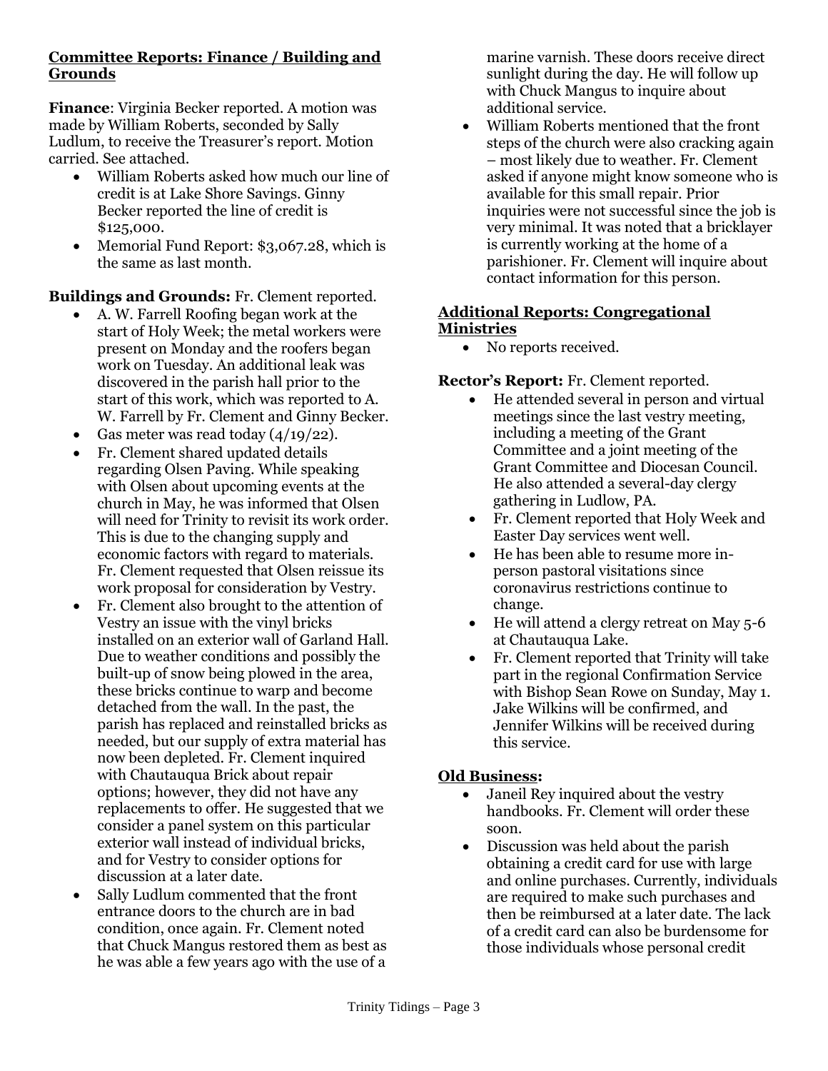## Committee Reports: Finance / Building and Grounds

**Finance**: Virginia Becker reported. A motion was made by William Roberts, seconded by Sally Ludlum, to receive the Treasurer's report. Motion carried. See attached.

- William Roberts asked how much our line of credit is at Lake Shore Savings. Ginny Becker reported the line of credit is $125,000.
- Memorial Fund Report: $3,067.28, which is the same as last month.

**Buildings and Grounds:** Fr. Clement reported.

- A. W. Farrell Roofing began work at the start of Holy Week; the metal workers were present on Monday and the roofers began work on Tuesday. An additional leak was discovered in the parish hall prior to the start of this work, which was reported to A. W. Farrell by Fr. Clement and Ginny Becker.
- Gas meter was read today (4/19/22).
- Fr. Clement shared updated details regarding Olsen Paving. While speaking with Olsen about upcoming events at the church in May, he was informed that Olsen will need for Trinity to revisit its work order. This is due to the changing supply and economic factors with regard to materials. Fr. Clement requested that Olsen reissue its work proposal for consideration by Vestry.
- Fr. Clement also brought to the attention of Vestry an issue with the vinyl bricks installed on an exterior wall of Garland Hall. Due to weather conditions and possibly the built-up of snow being plowed in the area, these bricks continue to warp and become detached from the wall. In the past, the parish has replaced and reinstalled bricks as needed, but our supply of extra material has now been depleted. Fr. Clement inquired with Chautauqua Brick about repair options; however, they did not have any replacements to offer. He suggested that we consider a panel system on this particular exterior wall instead of individual bricks, and for Vestry to consider options for discussion at a later date.
- Sally Ludlum commented that the front entrance doors to the church are in bad condition, once again. Fr. Clement noted that Chuck Mangus restored them as best as he was able a few years ago with the use of a marine varnish. These doors receive direct sunlight during the day. He will follow up with Chuck Mangus to inquire about additional service.
- William Roberts mentioned that the front steps of the church were also cracking again – most likely due to weather. Fr. Clement asked if anyone might know someone who is available for this small repair. Prior inquiries were not successful since the job is very minimal. It was noted that a bricklayer is currently working at the home of a parishioner. Fr. Clement will inquire about contact information for this person.

## Additional Reports: Congregational Ministries

- No reports received.

**Rector's Report:** Fr. Clement reported.

- He attended several in person and virtual meetings since the last vestry meeting, including a meeting of the Grant Committee and a joint meeting of the Grant Committee and Diocesan Council. He also attended a several-day clergy gathering in Ludlow, PA.
- Fr. Clement reported that Holy Week and Easter Day services went well.
- He has been able to resume more in-person pastoral visitations since coronavirus restrictions continue to change.
- He will attend a clergy retreat on May 5-6 at Chautauqua Lake.
- Fr. Clement reported that Trinity will take part in the regional Confirmation Service with Bishop Sean Rowe on Sunday, May 1. Jake Wilkins will be confirmed, and Jennifer Wilkins will be received during this service.

## Old Business:

- Janeil Rey inquired about the vestry handbooks. Fr. Clement will order these soon.
- Discussion was held about the parish obtaining a credit card for use with large and online purchases. Currently, individuals are required to make such purchases and then be reimbursed at a later date. The lack of a credit card can also be burdensome for those individuals whose personal credit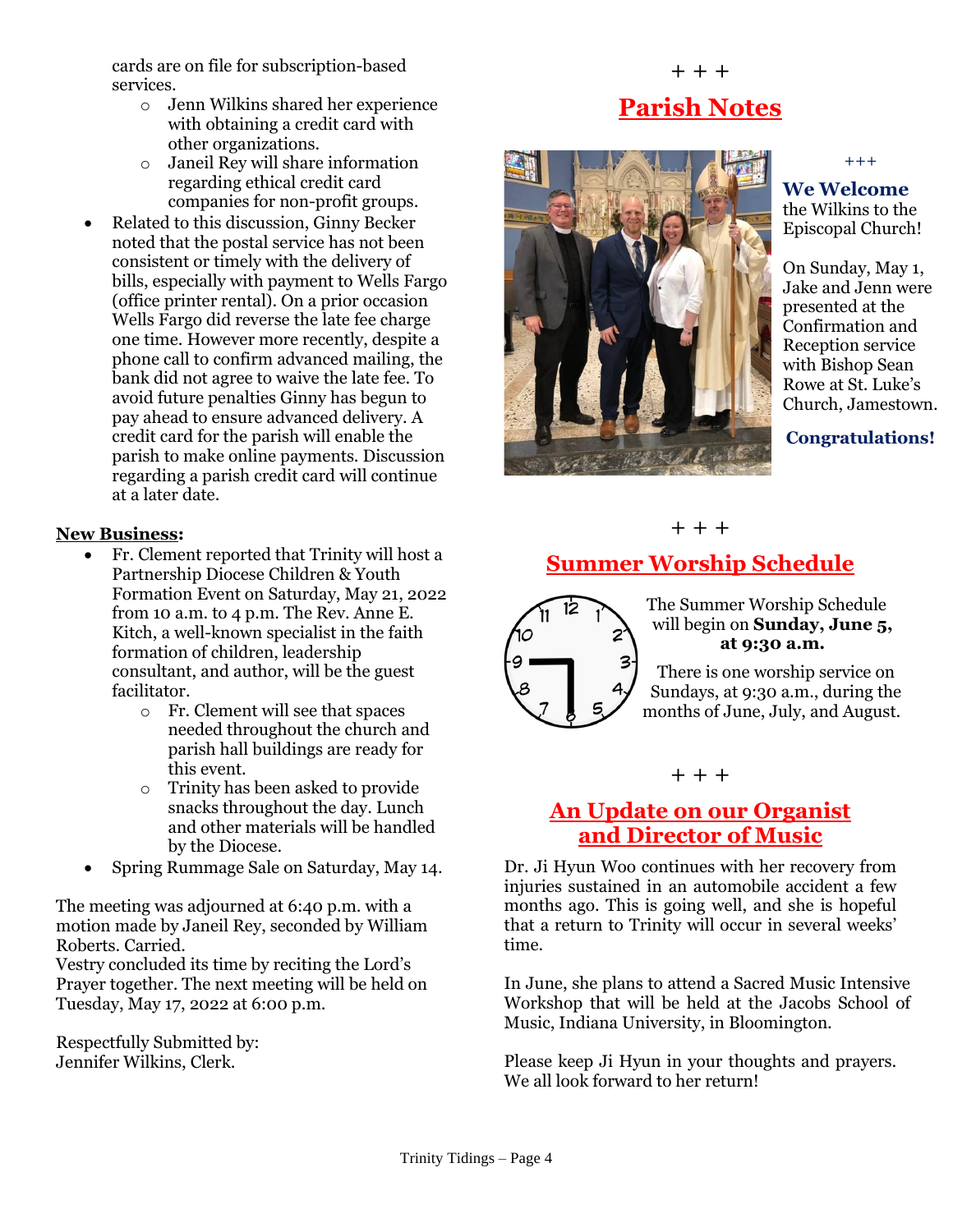cards are on file for subscription-based services.

- Jenn Wilkins shared her experience with obtaining a credit card with other organizations.
- Janeil Rey will share information regarding ethical credit card companies for non-profit groups.

- Related to this discussion, Ginny Becker noted that the postal service has not been consistent or timely with the delivery of bills, especially with payment to Wells Fargo (office printer rental). On a prior occasion Wells Fargo did reverse the late fee charge one time. However more recently, despite a phone call to confirm advanced mailing, the bank did not agree to waive the late fee. To avoid future penalties Ginny has begun to pay ahead to ensure advanced delivery. A credit card for the parish will enable the parish to make online payments. Discussion regarding a parish credit card will continue at a later date.

**New Business:**

- Fr. Clement reported that Trinity will host a Partnership Diocese Children & Youth Formation Event on Saturday, May 21, 2022 from 10 a.m. to 4 p.m. The Rev. Anne E. Kitch, a well-known specialist in the faith formation of children, leadership consultant, and author, will be the guest facilitator.
  - Fr. Clement will see that spaces needed throughout the church and parish hall buildings are ready for this event.
  - Trinity has been asked to provide snacks throughout the day. Lunch and other materials will be handled by the Diocese.
- Spring Rummage Sale on Saturday, May 14.

The meeting was adjourned at 6:40 p.m. with a motion made by Janeil Rey, seconded by William Roberts. Carried.
Vestry concluded its time by reciting the Lord's Prayer together. The next meeting will be held on Tuesday, May 17, 2022 at 6:00 p.m.

Respectfully Submitted by:
Jennifer Wilkins, Clerk.

+ + +

## Parish Notes

+++

**We Welcome** the Wilkins to the Episcopal Church!

On Sunday, May 1, Jake and Jenn were presented at the Confirmation and Reception service with Bishop Sean Rowe at St. Luke's Church, Jamestown.

**Congratulations!**

+ + +

## Summer Worship Schedule

The Summer Worship Schedule will begin on **Sunday, June 5, at 9:30 a.m.**

There is one worship service on Sundays, at 9:30 a.m., during the months of June, July, and August.

+ + +

## An Update on our Organist and Director of Music

Dr. Ji Hyun Woo continues with her recovery from injuries sustained in an automobile accident a few months ago. This is going well, and she is hopeful that a return to Trinity will occur in several weeks' time.

In June, she plans to attend a Sacred Music Intensive Workshop that will be held at the Jacobs School of Music, Indiana University, in Bloomington.

Please keep Ji Hyun in your thoughts and prayers. We all look forward to her return!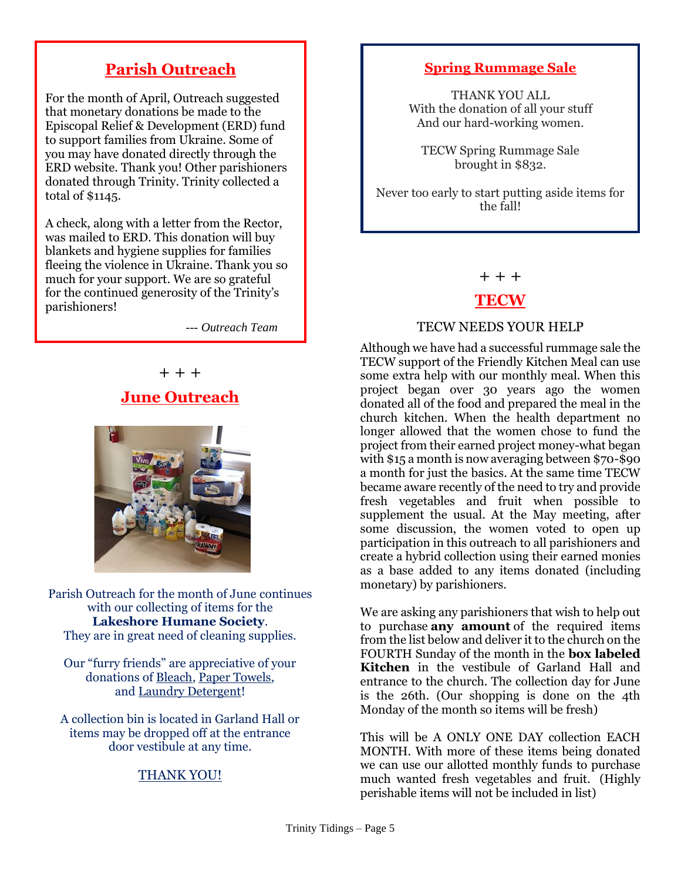## Parish Outreach

For the month of April, Outreach suggested that monetary donations be made to the Episcopal Relief & Development (ERD) fund to support families from Ukraine. Some of you may have donated directly through the ERD website. Thank you! Other parishioners donated through Trinity. Trinity collected a total of $1145.

A check, along with a letter from the Rector, was mailed to ERD. This donation will buy blankets and hygiene supplies for families fleeing the violence in Ukraine. Thank you so much for your support. We are so grateful for the continued generosity of the Trinity's parishioners!

*--- Outreach Team*

\+ + +

## June Outreach

Parish Outreach for the month of June continues with our collecting of items for the **Lakeshore Humane Society**. They are in great need of cleaning supplies.

Our "furry friends" are appreciative of your donations of Bleach, Paper Towels, and Laundry Detergent!

A collection bin is located in Garland Hall or items may be dropped off at the entrance door vestibule at any time.

THANK YOU!

## Spring Rummage Sale

THANK YOU ALL
With the donation of all your stuff
And our hard-working women.

TECW Spring Rummage Sale brought in $832.

Never too early to start putting aside items for the fall!

\+ + +

## TECW

TECW NEEDS YOUR HELP

Although we have had a successful rummage sale the TECW support of the Friendly Kitchen Meal can use some extra help with our monthly meal. When this project began over 30 years ago the women donated all of the food and prepared the meal in the church kitchen. When the health department no longer allowed that the women chose to fund the project from their earned project money-what began with $15 a month is now averaging between $70-$90 a month for just the basics. At the same time TECW became aware recently of the need to try and provide fresh vegetables and fruit when possible to supplement the usual. At the May meeting, after some discussion, the women voted to open up participation in this outreach to all parishioners and create a hybrid collection using their earned monies as a base added to any items donated (including monetary) by parishioners.

We are asking any parishioners that wish to help out to purchase **any amount** of the required items from the list below and deliver it to the church on the FOURTH Sunday of the month in the **box labeled Kitchen** in the vestibule of Garland Hall and entrance to the church. The collection day for June is the 26th. (Our shopping is done on the 4th Monday of the month so items will be fresh)

This will be A ONLY ONE DAY collection EACH MONTH. With more of these items being donated we can use our allotted monthly funds to purchase much wanted fresh vegetables and fruit. (Highly perishable items will not be included in list)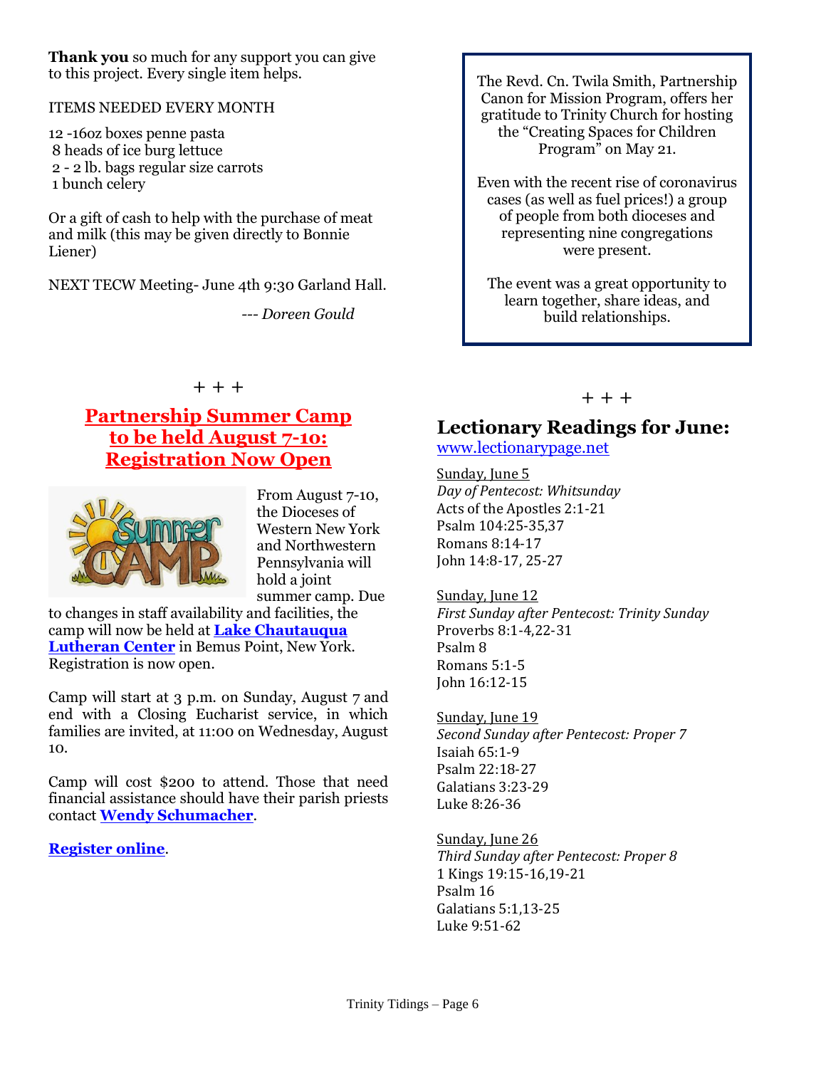**Thank you** so much for any support you can give to this project. Every single item helps.

ITEMS NEEDED EVERY MONTH

12 -16oz boxes penne pasta
8 heads of ice burg lettuce
2 - 2 lb. bags regular size carrots
1 bunch celery

Or a gift of cash to help with the purchase of meat and milk (this may be given directly to Bonnie Liener)

NEXT TECW Meeting- June 4th 9:30 Garland Hall.

--- *Doreen Gould*

The Revd. Cn. Twila Smith, Partnership Canon for Mission Program, offers her gratitude to Trinity Church for hosting the "Creating Spaces for Children Program" on May 21.

Even with the recent rise of coronavirus cases (as well as fuel prices!) a group of people from both dioceses and representing nine congregations were present.

The event was a great opportunity to learn together, share ideas, and build relationships.

\+ + +

## Partnership Summer Camp to be held August 7-10: Registration Now Open

From August 7-10, the Dioceses of Western New York and Northwestern Pennsylvania will hold a joint summer camp. Due to changes in staff availability and facilities, the camp will now be held at **Lake Chautauqua Lutheran Center** in Bemus Point, New York. Registration is now open.

Camp will start at 3 p.m. on Sunday, August 7 and end with a Closing Eucharist service, in which families are invited, at 11:00 on Wednesday, August 10.

Camp will cost $200 to attend. Those that need financial assistance should have their parish priests contact **Wendy Schumacher**.

**Register online**.

\+ + +

## Lectionary Readings for June:

www.lectionarypage.net

Sunday, June 5
*Day of Pentecost: Whitsunday*
Acts of the Apostles 2:1-21
Psalm 104:25-35,37
Romans 8:14-17
John 14:8-17, 25-27

Sunday, June 12
*First Sunday after Pentecost: Trinity Sunday*
Proverbs 8:1-4,22-31
Psalm 8
Romans 5:1-5
John 16:12-15

Sunday, June 19
*Second Sunday after Pentecost: Proper 7*
Isaiah 65:1-9
Psalm 22:18-27
Galatians 3:23-29
Luke 8:26-36

Sunday, June 26
*Third Sunday after Pentecost: Proper 8*
1 Kings 19:15-16,19-21
Psalm 16
Galatians 5:1,13-25
Luke 9:51-62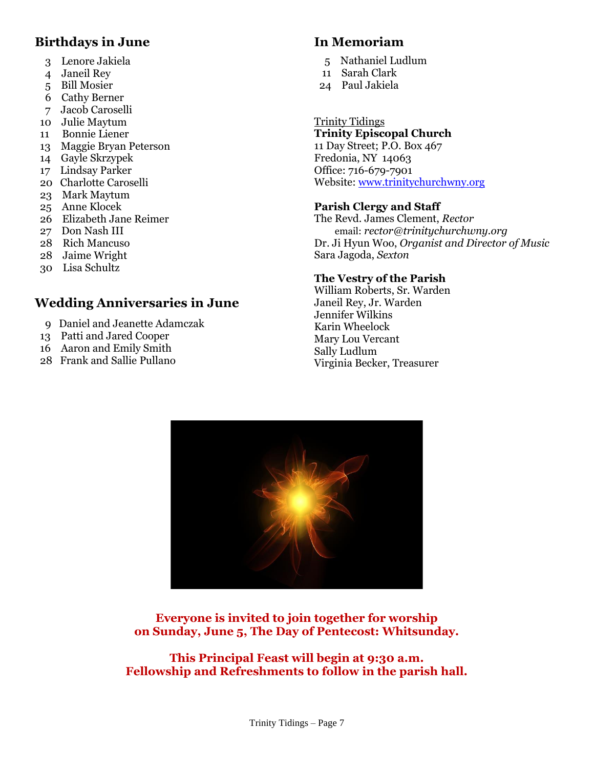## Birthdays in June

3 Lenore Jakiela
4 Janeil Rey
5 Bill Mosier
6 Cathy Berner
7 Jacob Caroselli
10 Julie Maytum
11 Bonnie Liener
13 Maggie Bryan Peterson
14 Gayle Skrzypek
17 Lindsay Parker
20 Charlotte Caroselli
23 Mark Maytum
25 Anne Klocek
26 Elizabeth Jane Reimer
27 Don Nash III
28 Rich Mancuso
28 Jaime Wright
30 Lisa Schultz

## Wedding Anniversaries in June

9 Daniel and Jeanette Adamczak
13 Patti and Jared Cooper
16 Aaron and Emily Smith
28 Frank and Sallie Pullano

## In Memoriam

5 Nathaniel Ludlum
11 Sarah Clark
24 Paul Jakiela

Trinity Tidings
**Trinity Episcopal Church**
11 Day Street; P.O. Box 467
Fredonia, NY 14063
Office: 716-679-7901
Website: www.trinitychurchwny.org

**Parish Clergy and Staff**
The Revd. James Clement, *Rector*
email: *rector@trinitychurchwny.org*
Dr. Ji Hyun Woo, *Organist and Director of Music*
Sara Jagoda, *Sexton*

**The Vestry of the Parish**
William Roberts, Sr. Warden
Janeil Rey, Jr. Warden
Jennifer Wilkins
Karin Wheelock
Mary Lou Vercant
Sally Ludlum
Virginia Becker, Treasurer

**Everyone is invited to join together for worship on Sunday, June 5, The Day of Pentecost: Whitsunday.**

**This Principal Feast will begin at 9:30 a.m. Fellowship and Refreshments to follow in the parish hall.**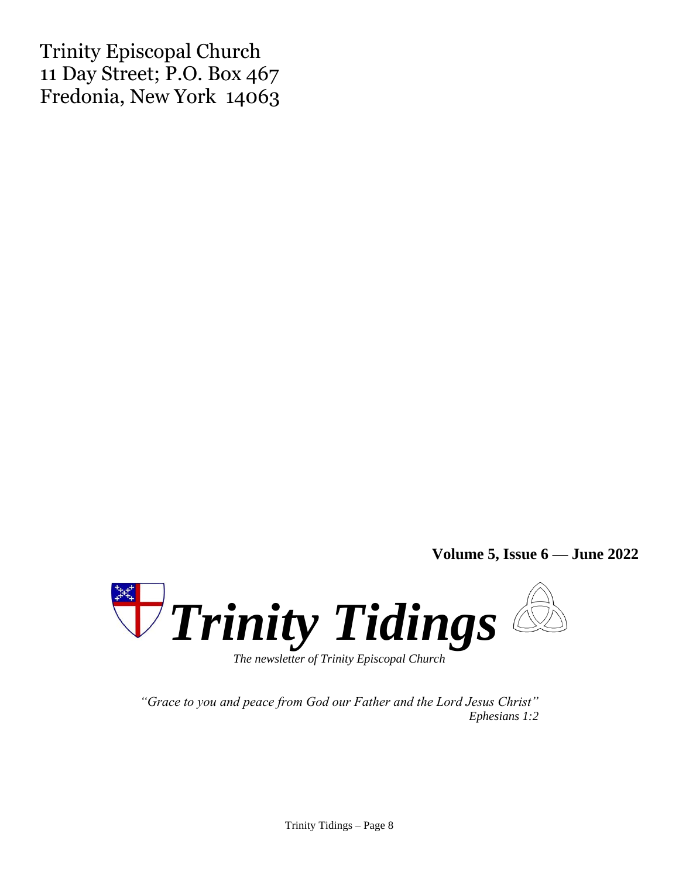Trinity Episcopal Church
11 Day Street; P.O. Box 467
Fredonia, New York 14063

**Volume 5, Issue 6 — June 2022**

# ***Trinity Tidings***

*The newsletter of Trinity Episcopal Church*

*"Grace to you and peace from God our Father and the Lord Jesus Christ"*
*Ephesians 1:2*